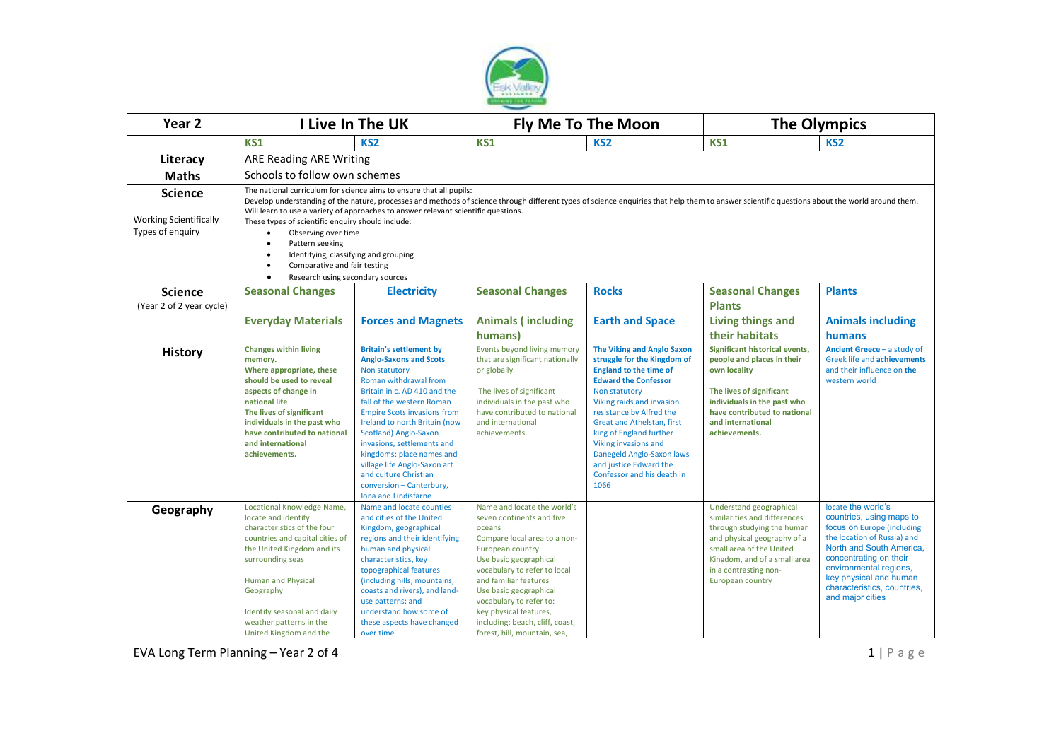| Year 2 | I Live In The UK | | Fly Me To The Moon | | The Olympics | |
|---|---|---|---|---|---|---|
| | KS1 | KS2 | KS1 | KS2 | KS1 | KS2 |
| **Literacy** | ARE Reading ARE Writing | | | | | |
| **Maths** | Schools to follow own schemes | | | | | |
| **Science**<br><br>Working Scientifically<br>Types of enquiry | The national curriculum for science aims to ensure that all pupils:<br>Develop understanding of the nature, processes and methods of science through different types of science enquiries that help them to answer scientific questions about the world around them.<br>Will learn to use a variety of approaches to answer relevant scientific questions.<br>These types of scientific enquiry should include:<br>• Observing over time<br>• Pattern seeking<br>• Identifying, classifying and grouping<br>• Comparative and fair testing<br>• Research using secondary sources | | | | | |
| **Science**<br>(Year 2 of 2 year cycle) | **Seasonal Changes**<br><br>**Everyday Materials** | **Electricity**<br><br>**Forces and Magnets** | **Seasonal Changes**<br><br>**Animals ( including humans)** | **Rocks**<br><br>**Earth and Space** | **Seasonal Changes Plants**<br><br>**Living things and their habitats** | **Plants**<br><br>**Animals including humans** |
| **History** | **Changes within living memory. Where appropriate, these should be used to reveal aspects of change in national life**<br>**The lives of significant individuals in the past who have contributed to national and international achievements.** | **Britain's settlement by Anglo-Saxons and Scots**<br>Non statutory<br>Roman withdrawal from Britain in c. AD 410 and the fall of the western Roman Empire Scots invasions from Ireland to north Britain (now Scotland) Anglo-Saxon invasions, settlements and kingdoms: place names and village life Anglo-Saxon art and culture Christian conversion – Canterbury, Iona and Lindisfarne | Events beyond living memory that are significant nationally or globally.<br><br>The lives of significant individuals in the past who have contributed to national and international achievements. | **The Viking and Anglo Saxon struggle for the Kingdom of England to the time of Edward the Confessor**<br>Non statutory<br>Viking raids and invasion resistance by Alfred the Great and Athelstan, first king of England further Viking invasions and Danegeld Anglo-Saxon laws and justice Edward the Confessor and his death in 1066 | **Significant historical events, people and places in their own locality**<br><br>**The lives of significant individuals in the past who have contributed to national and international achievements.** | **Ancient Greece** – a study of Greek life and **achievements** and their influence on **the** western world |
| **Geography** | Locational Knowledge Name, locate and identify characteristics of the four countries and capital cities of the United Kingdom and its surrounding seas<br><br>Human and Physical Geography<br><br>Identify seasonal and daily weather patterns in the United Kingdom and the | Name and locate counties and cities of the United Kingdom, geographical regions and their identifying human and physical characteristics, key topographical features (including hills, mountains, coasts and rivers), and land-use patterns; and understand how some of these aspects have changed over time | Name and locate the world's seven continents and five oceans<br>Compare local area to a non-European country<br>Use basic geographical vocabulary to refer to local and familiar features<br>Use basic geographical vocabulary to refer to:<br>key physical features, including: beach, cliff, coast, forest, hill, mountain, sea, | | Understand geographical similarities and differences through studying the human and physical geography of a small area of the United Kingdom, and of a small area in a contrasting non-European country | locate the world's countries, using maps to focus on Europe (including the location of Russia) and North and South America, concentrating on their environmental regions, key physical and human characteristics, countries, and major cities |

EVA Long Term Planning – Year 2 of 4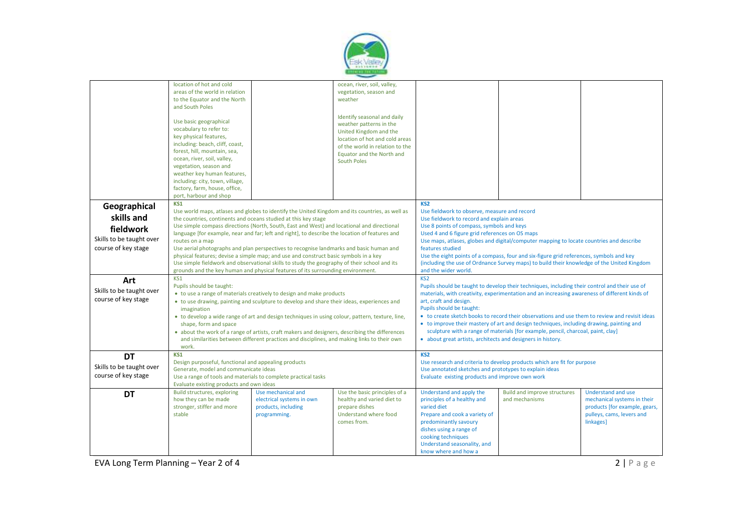| | | | | | | |
|---|---|---|---|---|---|---|
| | location of hot and cold areas of the world in relation to the Equator and the North and South Poles<br><br>Use basic geographical vocabulary to refer to: key physical features, including: beach, cliff, coast, forest, hill, mountain, sea, ocean, river, soil, valley, vegetation, season and weather key human features, including: city, town, village, factory, farm, house, office, port, harbour and shop | | ocean, river, soil, valley, vegetation, season and weather<br><br>Identify seasonal and daily weather patterns in the United Kingdom and the location of hot and cold areas of the world in relation to the Equator and the North and South Poles | | | |
| **Geographical skills and fieldwork**<br>Skills to be taught over course of key stage | **KS1**<br>Use world maps, atlases and globes to identify the United Kingdom and its countries, as well as the countries, continents and oceans studied at this key stage<br>Use simple compass directions (North, South, East and West) and locational and directional language [for example, near and far; left and right], to describe the location of features and routes on a map<br>Use aerial photographs and plan perspectives to recognise landmarks and basic human and physical features; devise a simple map; and use and construct basic symbols in a key<br>Use simple fieldwork and observational skills to study the geography of their school and its grounds and the key human and physical features of its surrounding environment. | | | **KS2**<br>Use fieldwork to observe, measure and record<br>Use fieldwork to record and explain areas<br>Use 8 points of compass, symbols and keys<br>Used 4 and 6 figure grid references on OS maps<br>Use maps, atlases, globes and digital/computer mapping to locate countries and describe features studied<br>Use the eight points of a compass, four and six-figure grid references, symbols and key (including the use of Ordnance Survey maps) to build their knowledge of the United Kingdom and the wider world. | | |
| **Art**<br>Skills to be taught over course of key stage | KS1<br>Pupils should be taught:<br>• to use a range of materials creatively to design and make products<br>• to use drawing, painting and sculpture to develop and share their ideas, experiences and imagination<br>• to develop a wide range of art and design techniques in using colour, pattern, texture, line, shape, form and space<br>• about the work of a range of artists, craft makers and designers, describing the differences and similarities between different practices and disciplines, and making links to their own work. | | | KS2<br>Pupils should be taught to develop their techniques, including their control and their use of materials, with creativity, experimentation and an increasing awareness of different kinds of art, craft and design.<br>Pupils should be taught:<br>• to create sketch books to record their observations and use them to review and revisit ideas<br>• to improve their mastery of art and design techniques, including drawing, painting and sculpture with a range of materials [for example, pencil, charcoal, paint, clay]<br>• about great artists, architects and designers in history. | | |
| **DT**<br>Skills to be taught over course of key stage | **KS1**<br>Design purposeful, functional and appealing products<br>Generate, model and communicate ideas<br>Use a range of tools and materials to complete practical tasks<br>Evaluate existing products and own ideas | | | **KS2**<br>Use research and criteria to develop products which are fit for purpose<br>Use annotated sketches and prototypes to explain ideas<br>Evaluate existing products and improve own work | | |
| **DT** | Build structures, exploring how they can be made stronger, stiffer and more stable | Use mechanical and electrical systems in own products, including programming. | Use the basic principles of a healthy and varied diet to prepare dishes<br>Understand where food comes from. | Understand and apply the principles of a healthy and varied diet<br>Prepare and cook a variety of predominantly savoury dishes using a range of cooking techniques<br>Understand seasonality, and know where and how a | Build and improve structures and mechanisms | Understand and use mechanical systems in their products [for example, gears, pulleys, cams, levers and linkages] |

EVA Long Term Planning – Year 2 of 4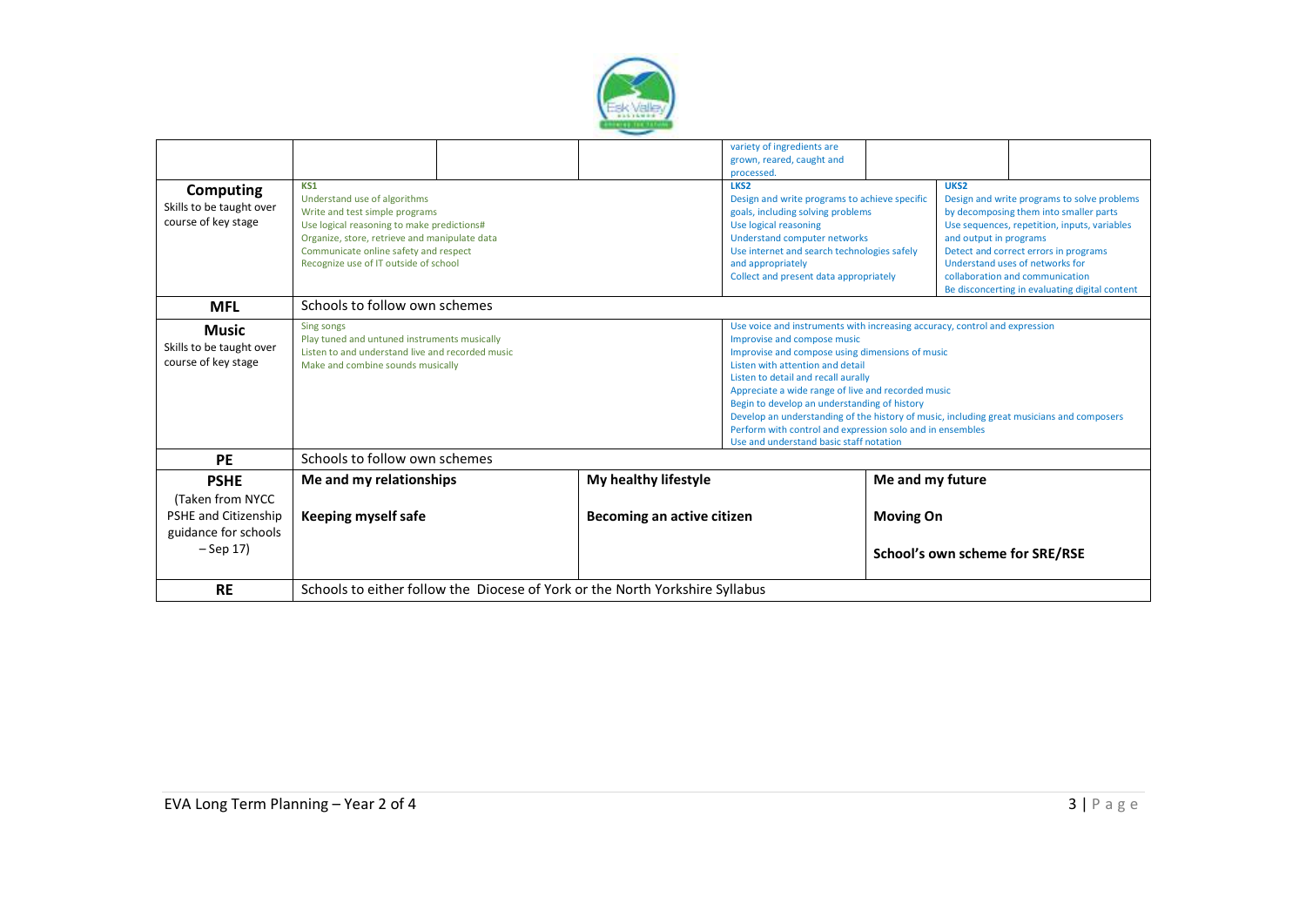| | | | | | | | |
|---|---|---|---|---|---|---|---|
| | | | | variety of ingredients are grown, reared, caught and processed. | | | |
| **Computing**<br>Skills to be taught over course of key stage | KS1<br>Understand use of algorithms<br>Write and test simple programs<br>Use logical reasoning to make predictions#<br>Organize, store, retrieve and manipulate data<br>Communicate online safety and respect<br>Recognize use of IT outside of school | | | LKS2<br>Design and write programs to achieve specific goals, including solving problems<br>Use logical reasoning<br>Understand computer networks<br>Use internet and search technologies safely and appropriately<br>Collect and present data appropriately | | UKS2<br>Design and write programs to solve problems by decomposing them into smaller parts<br>Use sequences, repetition, inputs, variables and output in programs<br>Detect and correct errors in programs<br>Understand uses of networks for collaboration and communication<br>Be disconcerting in evaluating digital content | |
| **MFL** | Schools to follow own schemes | | | | | | |
| **Music**<br>Skills to be taught over course of key stage | Sing songs<br>Play tuned and untuned instruments musically<br>Listen to and understand live and recorded music<br>Make and combine sounds musically | | | Use voice and instruments with increasing accuracy, control and expression<br>Improvise and compose music<br>Improvise and compose using dimensions of music<br>Listen with attention and detail<br>Listen to detail and recall aurally<br>Appreciate a wide range of live and recorded music<br>Begin to develop an understanding of history<br>Develop an understanding of the history of music, including great musicians and composers<br>Perform with control and expression solo and in ensembles<br>Use and understand basic staff notation | | | |
| **PE** | Schools to follow own schemes | | | | | | |
| **PSHE**<br>(Taken from NYCC PSHE and Citizenship guidance for schools – Sep 17) | **Me and my relationships**<br><br>**Keeping myself safe** | | **My healthy lifestyle**<br><br>**Becoming an active citizen** | | **Me and my future**<br><br>**Moving On**<br><br>**School's own scheme for SRE/RSE** | | |
| **RE** | Schools to either follow the Diocese of York or the North Yorkshire Syllabus | | | | | | |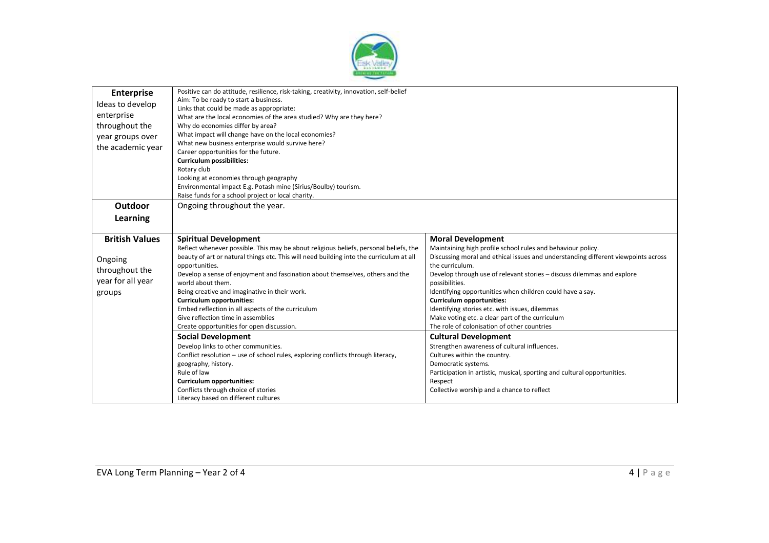| | | |
|---|---|---|
| **Enterprise**<br>Ideas to develop enterprise throughout the year groups over the academic year | Positive can do attitude, resilience, risk-taking, creativity, innovation, self-belief<br>Aim: To be ready to start a business.<br>Links that could be made as appropriate:<br>What are the local economies of the area studied? Why are they here?<br>Why do economies differ by area?<br>What impact will change have on the local economies?<br>What new business enterprise would survive here?<br>Career opportunities for the future.<br>**Curriculum possibilities:**<br>Rotary club<br>Looking at economies through geography<br>Environmental impact E.g. Potash mine (Sirius/Boulby) tourism.<br>Raise funds for a school project or local charity. | |
| **Outdoor Learning** | Ongoing throughout the year. | |
| **British Values**<br><br>Ongoing throughout the year for all year groups | **Spiritual Development**<br>Reflect whenever possible. This may be about religious beliefs, personal beliefs, the beauty of art or natural things etc. This will need building into the curriculum at all opportunities.<br>Develop a sense of enjoyment and fascination about themselves, others and the world about them.<br>Being creative and imaginative in their work.<br>**Curriculum opportunities:**<br>Embed reflection in all aspects of the curriculum<br>Give reflection time in assemblies<br>Create opportunities for open discussion. | **Moral Development**<br>Maintaining high profile school rules and behaviour policy.<br>Discussing moral and ethical issues and understanding different viewpoints across the curriculum.<br>Develop through use of relevant stories – discuss dilemmas and explore possibilities.<br>Identifying opportunities when children could have a say.<br>**Curriculum opportunities:**<br>Identifying stories etc. with issues, dilemmas<br>Make voting etc. a clear part of the curriculum<br>The role of colonisation of other countries |
| | **Social Development**<br>Develop links to other communities.<br>Conflict resolution – use of school rules, exploring conflicts through literacy, geography, history.<br>Rule of law<br>**Curriculum opportunities:**<br>Conflicts through choice of stories<br>Literacy based on different cultures | **Cultural Development**<br>Strengthen awareness of cultural influences.<br>Cultures within the country.<br>Democratic systems.<br>Participation in artistic, musical, sporting and cultural opportunities.<br>Respect<br>Collective worship and a chance to reflect |